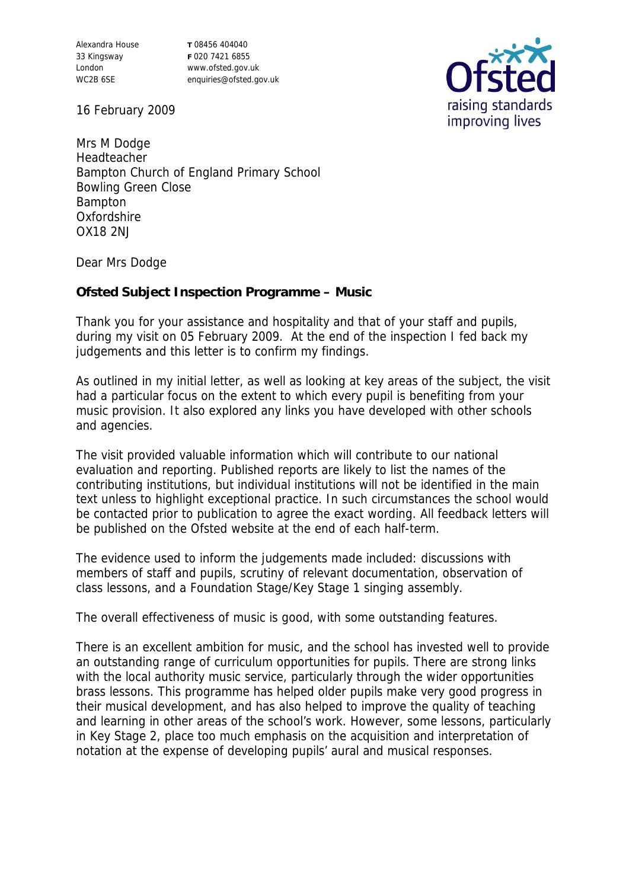Alexandra House
33 Kingsway
London
WC2B 6SE

**T** 08456 404040
**F** 020 7421 6855
www.ofsted.gov.uk
enquiries@ofsted.gov.uk

Ofsted
raising standards
improving lives

16 February 2009

Mrs M Dodge
Headteacher
Bampton Church of England Primary School
Bowling Green Close
Bampton
Oxfordshire
OX18 2NJ

Dear Mrs Dodge

**Ofsted Subject Inspection Programme – Music**

Thank you for your assistance and hospitality and that of your staff and pupils, during my visit on 05 February 2009. At the end of the inspection I fed back my judgements and this letter is to confirm my findings.

As outlined in my initial letter, as well as looking at key areas of the subject, the visit had a particular focus on the extent to which every pupil is benefiting from your music provision. It also explored any links you have developed with other schools and agencies.

The visit provided valuable information which will contribute to our national evaluation and reporting. Published reports are likely to list the names of the contributing institutions, but individual institutions will not be identified in the main text unless to highlight exceptional practice. In such circumstances the school would be contacted prior to publication to agree the exact wording. All feedback letters will be published on the Ofsted website at the end of each half-term.

The evidence used to inform the judgements made included: discussions with members of staff and pupils, scrutiny of relevant documentation, observation of class lessons, and a Foundation Stage/Key Stage 1 singing assembly.

The overall effectiveness of music is good, with some outstanding features.

There is an excellent ambition for music, and the school has invested well to provide an outstanding range of curriculum opportunities for pupils. There are strong links with the local authority music service, particularly through the wider opportunities brass lessons. This programme has helped older pupils make very good progress in their musical development, and has also helped to improve the quality of teaching and learning in other areas of the school's work. However, some lessons, particularly in Key Stage 2, place too much emphasis on the acquisition and interpretation of notation at the expense of developing pupils' aural and musical responses.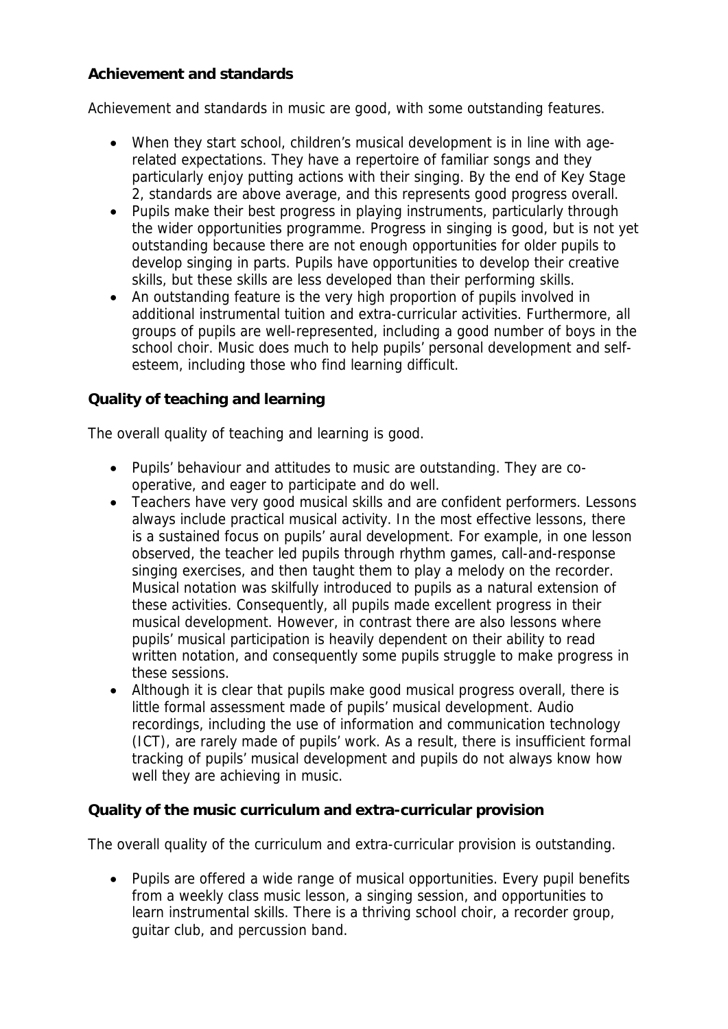**Achievement and standards**

Achievement and standards in music are good, with some outstanding features.

- When they start school, children's musical development is in line with age-related expectations. They have a repertoire of familiar songs and they particularly enjoy putting actions with their singing. By the end of Key Stage 2, standards are above average, and this represents good progress overall.
- Pupils make their best progress in playing instruments, particularly through the wider opportunities programme. Progress in singing is good, but is not yet outstanding because there are not enough opportunities for older pupils to develop singing in parts. Pupils have opportunities to develop their creative skills, but these skills are less developed than their performing skills.
- An outstanding feature is the very high proportion of pupils involved in additional instrumental tuition and extra-curricular activities. Furthermore, all groups of pupils are well-represented, including a good number of boys in the school choir. Music does much to help pupils' personal development and self-esteem, including those who find learning difficult.

**Quality of teaching and learning**

The overall quality of teaching and learning is good.

- Pupils' behaviour and attitudes to music are outstanding. They are co-operative, and eager to participate and do well.
- Teachers have very good musical skills and are confident performers. Lessons always include practical musical activity. In the most effective lessons, there is a sustained focus on pupils' aural development. For example, in one lesson observed, the teacher led pupils through rhythm games, call-and-response singing exercises, and then taught them to play a melody on the recorder. Musical notation was skilfully introduced to pupils as a natural extension of these activities. Consequently, all pupils made excellent progress in their musical development. However, in contrast there are also lessons where pupils' musical participation is heavily dependent on their ability to read written notation, and consequently some pupils struggle to make progress in these sessions.
- Although it is clear that pupils make good musical progress overall, there is little formal assessment made of pupils' musical development. Audio recordings, including the use of information and communication technology (ICT), are rarely made of pupils' work. As a result, there is insufficient formal tracking of pupils' musical development and pupils do not always know how well they are achieving in music.

**Quality of the music curriculum and extra-curricular provision**

The overall quality of the curriculum and extra-curricular provision is outstanding.

- Pupils are offered a wide range of musical opportunities. Every pupil benefits from a weekly class music lesson, a singing session, and opportunities to learn instrumental skills. There is a thriving school choir, a recorder group, guitar club, and percussion band.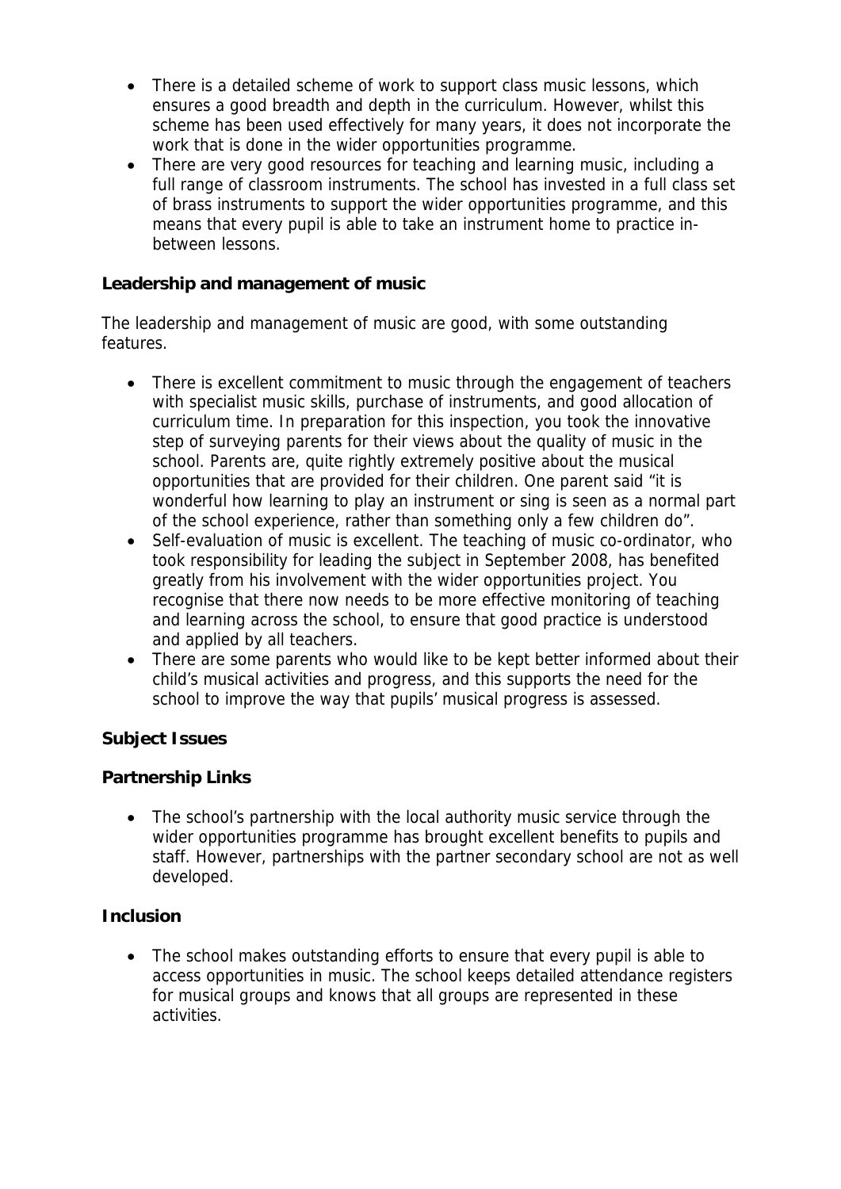- There is a detailed scheme of work to support class music lessons, which ensures a good breadth and depth in the curriculum. However, whilst this scheme has been used effectively for many years, it does not incorporate the work that is done in the wider opportunities programme.
- There are very good resources for teaching and learning music, including a full range of classroom instruments. The school has invested in a full class set of brass instruments to support the wider opportunities programme, and this means that every pupil is able to take an instrument home to practice in-between lessons.

**Leadership and management of music**

The leadership and management of music are good, with some outstanding features.

- There is excellent commitment to music through the engagement of teachers with specialist music skills, purchase of instruments, and good allocation of curriculum time. In preparation for this inspection, you took the innovative step of surveying parents for their views about the quality of music in the school. Parents are, quite rightly extremely positive about the musical opportunities that are provided for their children. One parent said "it is wonderful how learning to play an instrument or sing is seen as a normal part of the school experience, rather than something only a few children do".
- Self-evaluation of music is excellent. The teaching of music co-ordinator, who took responsibility for leading the subject in September 2008, has benefited greatly from his involvement with the wider opportunities project. You recognise that there now needs to be more effective monitoring of teaching and learning across the school, to ensure that good practice is understood and applied by all teachers.
- There are some parents who would like to be kept better informed about their child's musical activities and progress, and this supports the need for the school to improve the way that pupils' musical progress is assessed.

**Subject Issues**

**Partnership Links**

- The school's partnership with the local authority music service through the wider opportunities programme has brought excellent benefits to pupils and staff. However, partnerships with the partner secondary school are not as well developed.

**Inclusion**

- The school makes outstanding efforts to ensure that every pupil is able to access opportunities in music. The school keeps detailed attendance registers for musical groups and knows that all groups are represented in these activities.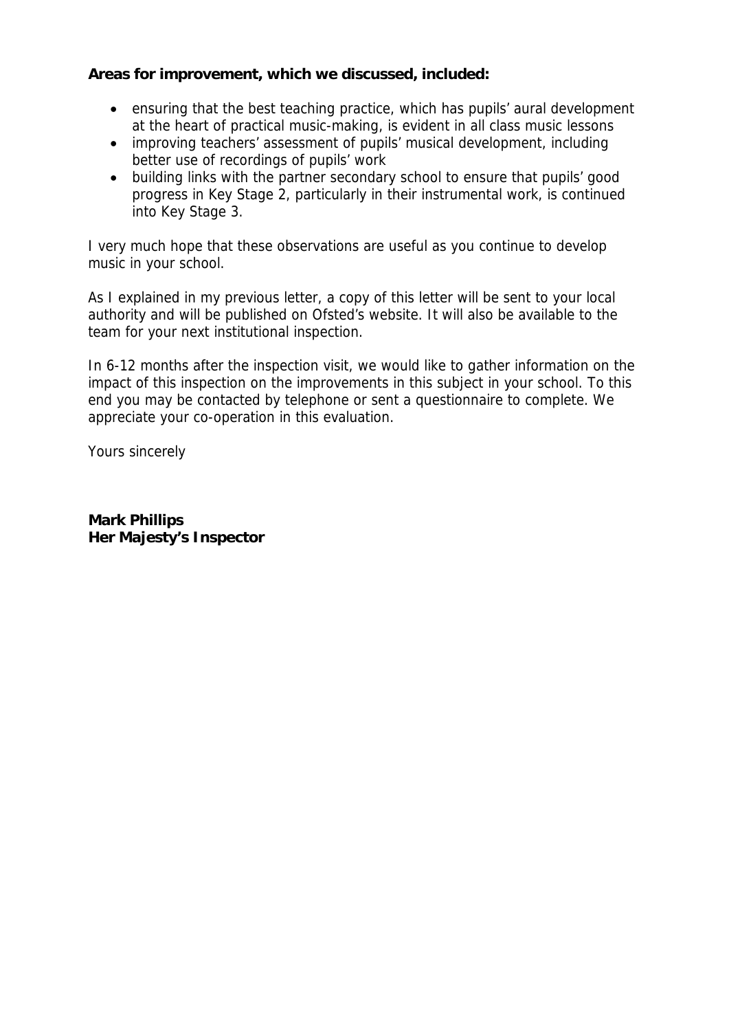**Areas for improvement, which we discussed, included:**

- ensuring that the best teaching practice, which has pupils' aural development at the heart of practical music-making, is evident in all class music lessons
- improving teachers' assessment of pupils' musical development, including better use of recordings of pupils' work
- building links with the partner secondary school to ensure that pupils' good progress in Key Stage 2, particularly in their instrumental work, is continued into Key Stage 3.

I very much hope that these observations are useful as you continue to develop music in your school.

As I explained in my previous letter, a copy of this letter will be sent to your local authority and will be published on Ofsted's website. It will also be available to the team for your next institutional inspection.

In 6-12 months after the inspection visit, we would like to gather information on the impact of this inspection on the improvements in this subject in your school. To this end you may be contacted by telephone or sent a questionnaire to complete. We appreciate your co-operation in this evaluation.

Yours sincerely

**Mark Phillips**
**Her Majesty's Inspector**